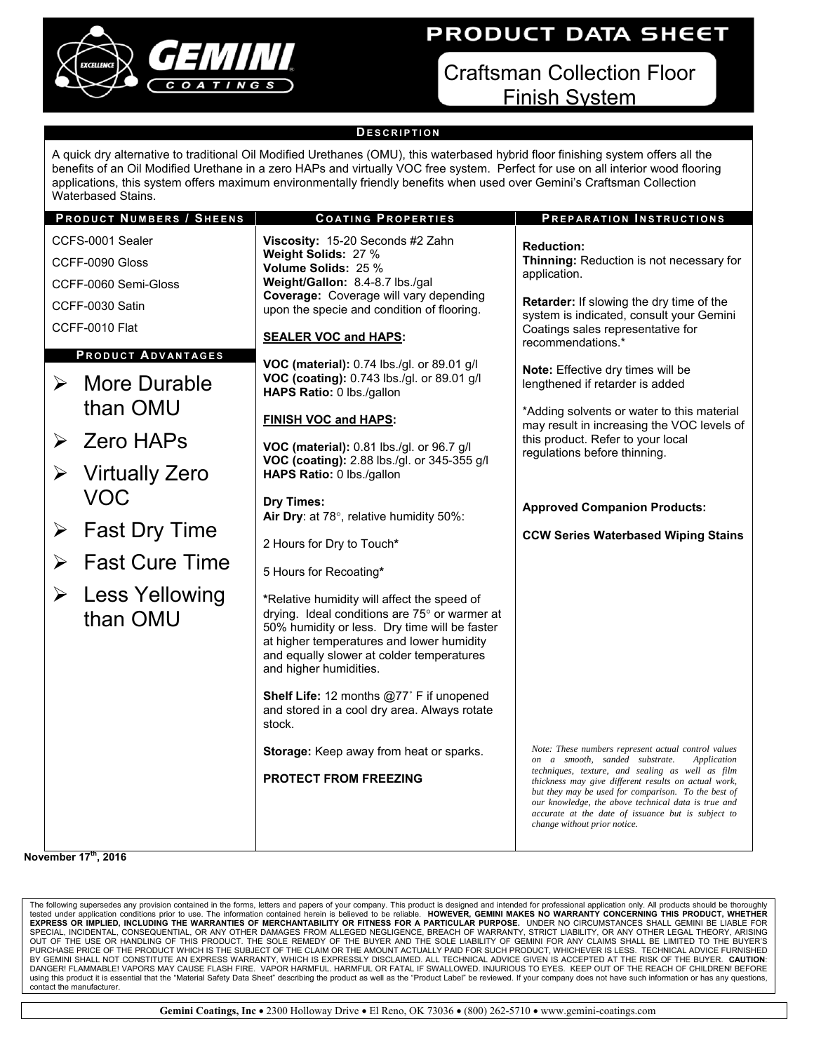# PRODUCT DATA SHEET

## Craftsman Collection Floor Finish System

### DESCRIPTION

A quick dry alternative to traditional Oil Modified Urethanes (OMU), this waterbased hybrid floor finishing system offers all the benefits of an Oil Modified Urethane in a zero HAPs and virtually VOC free system. Perfect for use on all interior wood flooring applications, this system offers maximum environmentally friendly benefits when used over Gemini's Craftsman Collection Waterbased Stains.

### PRODUCT NUMBERS / SHEENS

CCFS-0001 Sealer

CCFF-0090 Gloss

CCFF-0060 Semi-Gloss

CCFF-0030 Satin

CCFF-0010 Flat

### PRODUCT ADVANTAGES

- More Durable than OMU
- Zero HAPs
- Virtually Zero VOC
- Fast Dry Time
- Fast Cure Time
- Less Yellowing than OMU

### COATING PROPERTIES

**Viscosity:** 15-20 Seconds #2 Zahn
**Weight Solids:** 27 %
**Volume Solids:** 25 %
**Weight/Gallon:** 8.4-8.7 lbs./gal
**Coverage:** Coverage will vary depending upon the specie and condition of flooring.

**SEALER VOC and HAPS:**

**VOC (material):** 0.74 lbs./gl. or 89.01 g/l
**VOC (coating):** 0.743 lbs./gl. or 89.01 g/l
**HAPS Ratio:** 0 lbs./gallon

**FINISH VOC and HAPS:**

**VOC (material):** 0.81 lbs./gl. or 96.7 g/l
**VOC (coating):** 2.88 lbs./gl. or 345-355 g/l
**HAPS Ratio:** 0 lbs./gallon

**Dry Times:**
**Air Dry**: at 78°, relative humidity 50%:

2 Hours for Dry to Touch*

5 Hours for Recoating*

*Relative humidity will affect the speed of drying. Ideal conditions are 75° or warmer at 50% humidity or less. Dry time will be faster at higher temperatures and lower humidity and equally slower at colder temperatures and higher humidities.

**Shelf Life:** 12 months @77˚ F if unopened and stored in a cool dry area. Always rotate stock.

**Storage:** Keep away from heat or sparks.

**PROTECT FROM FREEZING**

### PREPARATION INSTRUCTIONS

**Reduction:**
**Thinning:** Reduction is not necessary for application.

**Retarder:** If slowing the dry time of the system is indicated, consult your Gemini Coatings sales representative for recommendations.*

**Note:** Effective dry times will be lengthened if retarder is added

*Adding solvents or water to this material may result in increasing the VOC levels of this product. Refer to your local regulations before thinning.

**Approved Companion Products:**

**CCW Series Waterbased Wiping Stains**

*Note: These numbers represent actual control values on a smooth, sanded substrate. Application techniques, texture, and sealing as well as film thickness may give different results on actual work, but they may be used for comparison. To the best of our knowledge, the above technical data is true and accurate at the date of issuance but is subject to change without prior notice.*

**November 17th, 2016**

The following supersedes any provision contained in the forms, letters and papers of your company. This product is designed and intended for professional application only. All products should be thoroughly tested under application conditions prior to use. The information contained herein is believed to be reliable. **HOWEVER, GEMINI MAKES NO WARRANTY CONCERNING THIS PRODUCT, WHETHER EXPRESS OR IMPLIED, INCLUDING THE WARRANTIES OF MERCHANTABILITY OR FITNESS FOR A PARTICULAR PURPOSE.** UNDER NO CIRCUMSTANCES SHALL GEMINI BE LIABLE FOR SPECIAL, INCIDENTAL, CONSEQUENTIAL, OR ANY OTHER DAMAGES FROM ALLEGED NEGLIGENCE, BREACH OF WARRANTY, STRICT LIABILITY, OR ANY OTHER LEGAL THEORY, ARISING OUT OF THE USE OR HANDLING OF THIS PRODUCT. THE SOLE REMEDY OF THE BUYER AND THE SOLE LIABILITY OF GEMINI FOR ANY CLAIMS SHALL BE LIMITED TO THE BUYER'S PURCHASE PRICE OF THE PRODUCT WHICH IS THE SUBJECT OF THE CLAIM OR THE AMOUNT ACTUALLY PAID FOR SUCH PRODUCT, WHICHEVER IS LESS. TECHNICAL ADVICE FURNISHED BY GEMINI SHALL NOT CONSTITUTE AN EXPRESS WARRANTY, WHICH IS EXPRESSLY DISCLAIMED. ALL TECHNICAL ADVICE GIVEN IS ACCEPTED AT THE RISK OF THE BUYER. **CAUTION**: DANGER! FLAMMABLE! VAPORS MAY CAUSE FLASH FIRE. VAPOR HARMFUL. HARMFUL OR FATAL IF SWALLOWED. INJURIOUS TO EYES. KEEP OUT OF THE REACH OF CHILDREN! BEFORE using this product it is essential that the "Material Safety Data Sheet" describing the product as well as the "Product Label" be reviewed. If your company does not have such information or has any questions, contact the manufacturer.

**Gemini Coatings, Inc** • 2300 Holloway Drive • El Reno, OK 73036 • (800) 262-5710 • www.gemini-coatings.com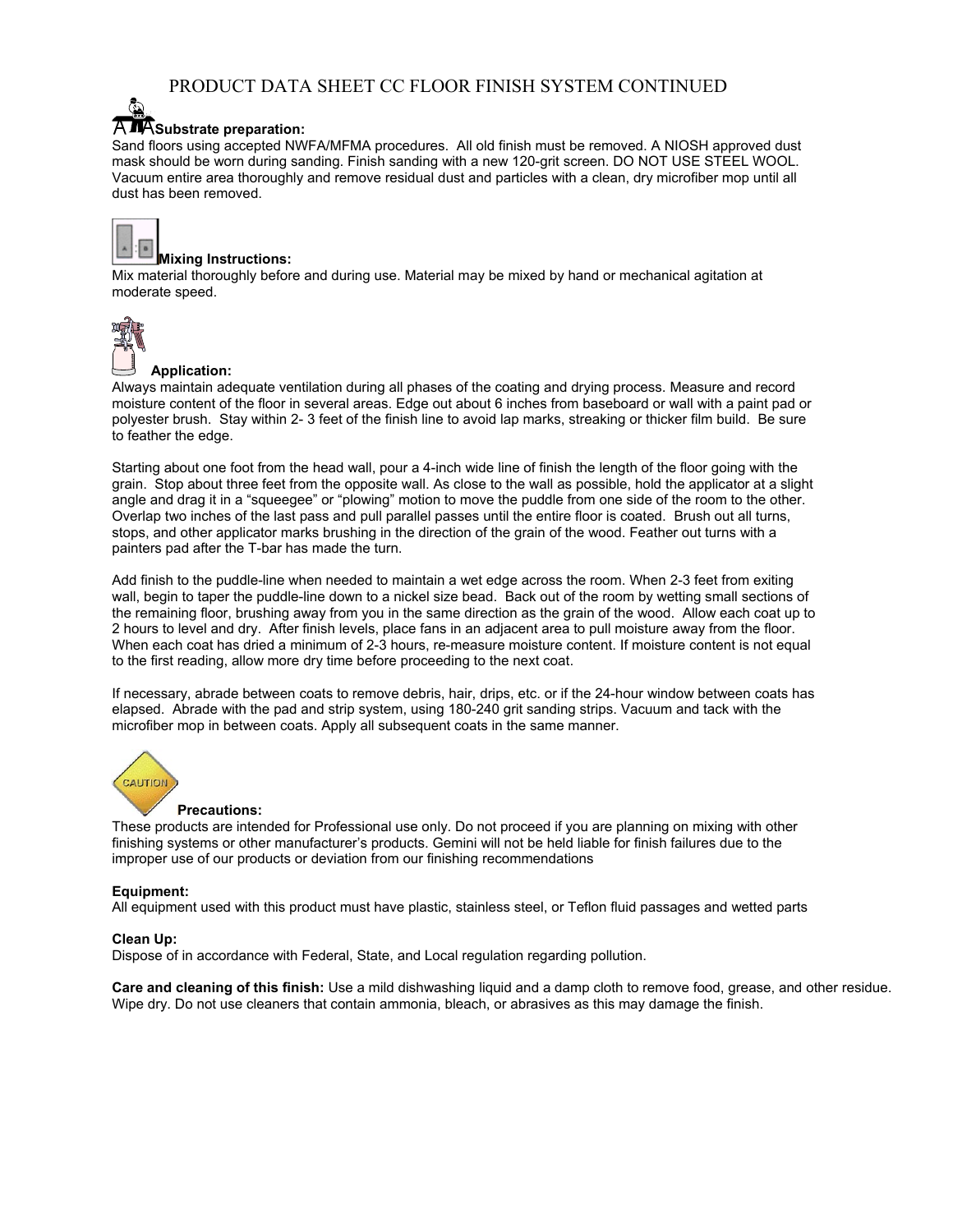# PRODUCT DATA SHEET CC FLOOR FINISH SYSTEM CONTINUED

**Substrate preparation:**
Sand floors using accepted NWFA/MFMA procedures. All old finish must be removed. A NIOSH approved dust mask should be worn during sanding. Finish sanding with a new 120-grit screen. DO NOT USE STEEL WOOL. Vacuum entire area thoroughly and remove residual dust and particles with a clean, dry microfiber mop until all dust has been removed.

**Mixing Instructions:**
Mix material thoroughly before and during use. Material may be mixed by hand or mechanical agitation at moderate speed.

**Application:**
Always maintain adequate ventilation during all phases of the coating and drying process. Measure and record moisture content of the floor in several areas. Edge out about 6 inches from baseboard or wall with a paint pad or polyester brush. Stay within 2- 3 feet of the finish line to avoid lap marks, streaking or thicker film build. Be sure to feather the edge.

Starting about one foot from the head wall, pour a 4-inch wide line of finish the length of the floor going with the grain. Stop about three feet from the opposite wall. As close to the wall as possible, hold the applicator at a slight angle and drag it in a "squeegee" or "plowing" motion to move the puddle from one side of the room to the other. Overlap two inches of the last pass and pull parallel passes until the entire floor is coated. Brush out all turns, stops, and other applicator marks brushing in the direction of the grain of the wood. Feather out turns with a painters pad after the T-bar has made the turn.

Add finish to the puddle-line when needed to maintain a wet edge across the room. When 2-3 feet from exiting wall, begin to taper the puddle-line down to a nickel size bead. Back out of the room by wetting small sections of the remaining floor, brushing away from you in the same direction as the grain of the wood. Allow each coat up to 2 hours to level and dry. After finish levels, place fans in an adjacent area to pull moisture away from the floor. When each coat has dried a minimum of 2-3 hours, re-measure moisture content. If moisture content is not equal to the first reading, allow more dry time before proceeding to the next coat.

If necessary, abrade between coats to remove debris, hair, drips, etc. or if the 24-hour window between coats has elapsed. Abrade with the pad and strip system, using 180-240 grit sanding strips. Vacuum and tack with the microfiber mop in between coats. Apply all subsequent coats in the same manner.

CAUTION

**Precautions:**
These products are intended for Professional use only. Do not proceed if you are planning on mixing with other finishing systems or other manufacturer's products. Gemini will not be held liable for finish failures due to the improper use of our products or deviation from our finishing recommendations

**Equipment:**
All equipment used with this product must have plastic, stainless steel, or Teflon fluid passages and wetted parts

**Clean Up:**
Dispose of in accordance with Federal, State, and Local regulation regarding pollution.

**Care and cleaning of this finish:** Use a mild dishwashing liquid and a damp cloth to remove food, grease, and other residue. Wipe dry. Do not use cleaners that contain ammonia, bleach, or abrasives as this may damage the finish.